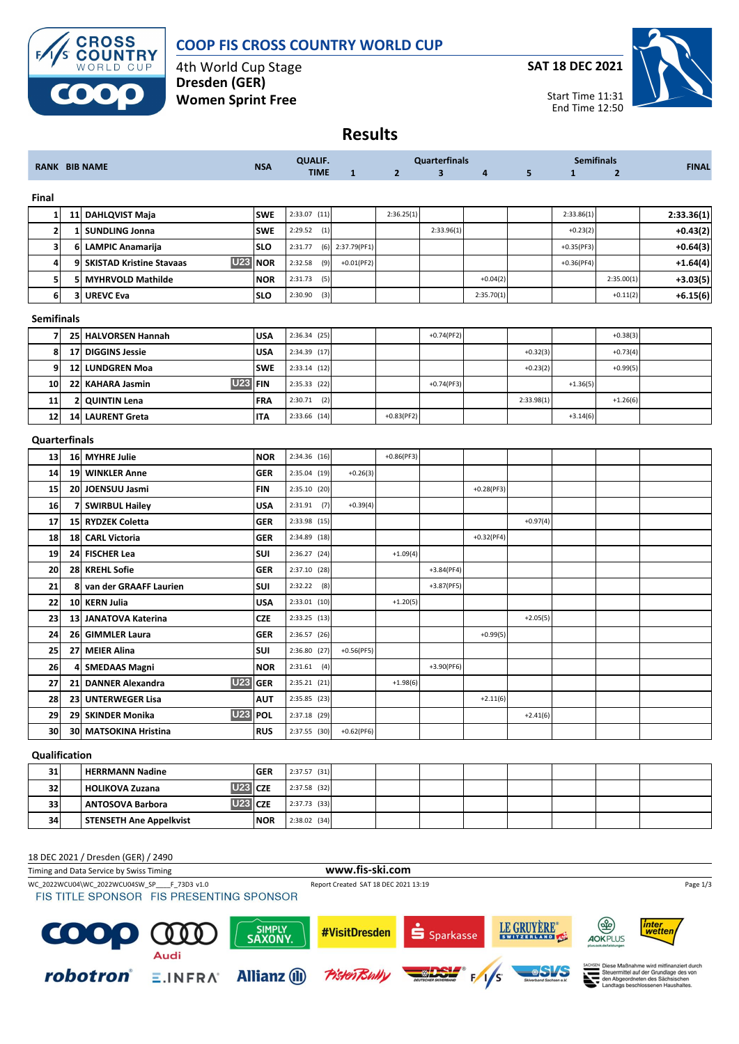# COOP FIS CROSS COUNTRY WORLD CUP

4th World Cup Stage
**Dresden (GER)**
**Women Sprint Free**

**SAT 18 DEC 2021**

Start Time 11:31
End Time 12:50

## Results

| RANK | BIB | NAME | | NSA | QUALIF. TIME | Quarterfinals 1 | Quarterfinals 2 | Quarterfinals 3 | Quarterfinals 4 | Quarterfinals 5 | Semifinals 1 | Semifinals 2 | FINAL |
|---|---|---|---|---|---|---|---|---|---|---|---|---|---|
| **Final** | | | | | | | | | | | | | |
| 1 | 11 | DAHLQVIST Maja | | SWE | 2:33.07 (11) | | 2:36.25(1) | | | | 2:33.86(1) | | 2:33.36(1) |
| 2 | 1 | SUNDLING Jonna | | SWE | 2:29.52 (1) | | | 2:33.96(1) | | | +0.23(2) | | +0.43(2) |
| 3 | 6 | LAMPIC Anamarija | | SLO | 2:31.77 (6) | 2:37.79(PF1) | | | | | +0.35(PF3) | | +0.64(3) |
| 4 | 9 | SKISTAD Kristine Stavaas | U23 | NOR | 2:32.58 (9) | +0.01(PF2) | | | | | +0.36(PF4) | | +1.64(4) |
| 5 | 5 | MYHRVOLD Mathilde | | NOR | 2:31.73 (5) | | | | +0.04(2) | | | 2:35.00(1) | +3.03(5) |
| 6 | 3 | UREVC Eva | | SLO | 2:30.90 (3) | | | | 2:35.70(1) | | | +0.11(2) | +6.15(6) |
| **Semifinals** | | | | | | | | | | | | | |
| 7 | 25 | HALVORSEN Hannah | | USA | 2:36.34 (25) | | | +0.74(PF2) | | | | +0.38(3) | |
| 8 | 17 | DIGGINS Jessie | | USA | 2:34.39 (17) | | | | | +0.32(3) | | +0.73(4) | |
| 9 | 12 | LUNDGREN Moa | | SWE | 2:33.14 (12) | | | | | +0.23(2) | | +0.99(5) | |
| 10 | 22 | KAHARA Jasmin | U23 | FIN | 2:35.33 (22) | | | +0.74(PF3) | | | +1.36(5) | | |
| 11 | 2 | QUINTIN Lena | | FRA | 2:30.71 (2) | | | | | 2:33.98(1) | | +1.26(6) | |
| 12 | 14 | LAURENT Greta | | ITA | 2:33.66 (14) | | +0.83(PF2) | | | | +3.14(6) | | |
| **Quarterfinals** | | | | | | | | | | | | | |
| 13 | 16 | MYHRE Julie | | NOR | 2:34.36 (16) | | +0.86(PF3) | | | | | | |
| 14 | 19 | WINKLER Anne | | GER | 2:35.04 (19) | +0.26(3) | | | | | | | |
| 15 | 20 | JOENSUU Jasmi | | FIN | 2:35.10 (20) | | | | +0.28(PF3) | | | | |
| 16 | 7 | SWIRBUL Hailey | | USA | 2:31.91 (7) | +0.39(4) | | | | | | | |
| 17 | 15 | RYDZEK Coletta | | GER | 2:33.98 (15) | | | | | +0.97(4) | | | |
| 18 | 18 | CARL Victoria | | GER | 2:34.89 (18) | | | | +0.32(PF4) | | | | |
| 19 | 24 | FISCHER Lea | | SUI | 2:36.27 (24) | | +1.09(4) | | | | | | |
| 20 | 28 | KREHL Sofie | | GER | 2:37.10 (28) | | | +3.84(PF4) | | | | | |
| 21 | 8 | van der GRAAFF Laurien | | SUI | 2:32.22 (8) | | | +3.87(PF5) | | | | | |
| 22 | 10 | KERN Julia | | USA | 2:33.01 (10) | | +1.20(5) | | | | | | |
| 23 | 13 | JANATOVA Katerina | | CZE | 2:33.25 (13) | | | | | +2.05(5) | | | |
| 24 | 26 | GIMMLER Laura | | GER | 2:36.57 (26) | | | | +0.99(5) | | | | |
| 25 | 27 | MEIER Alina | | SUI | 2:36.80 (27) | +0.56(PF5) | | | | | | | |
| 26 | 4 | SMEDAAS Magni | | NOR | 2:31.61 (4) | | | +3.90(PF6) | | | | | |
| 27 | 21 | DANNER Alexandra | U23 | GER | 2:35.21 (21) | | +1.98(6) | | | | | | |
| 28 | 23 | UNTERWEGER Lisa | | AUT | 2:35.85 (23) | | | | +2.11(6) | | | | |
| 29 | 29 | SKINDER Monika | U23 | POL | 2:37.18 (29) | | | | | +2.41(6) | | | |
| 30 | 30 | MATSOKINA Hristina | | RUS | 2:37.55 (30) | +0.62(PF6) | | | | | | | |
| **Qualification** | | | | | | | | | | | | | |
| 31 | | HERRMANN Nadine | | GER | 2:37.57 (31) | | | | | | | | |
| 32 | | HOLIKOVA Zuzana | U23 | CZE | 2:37.58 (32) | | | | | | | | |
| 33 | | ANTOSOVA Barbora | U23 | CZE | 2:37.73 (33) | | | | | | | | |
| 34 | | STENSETH Ane Appelkvist | | NOR | 2:38.02 (34) | | | | | | | | |

18 DEC 2021 / Dresden (GER) / 2490

Timing and Data Service by Swiss Timing

www.fis-ski.com

WC_2022WCU04\WC_2022WCU04SW_SP____F_73D3 v1.0

Report Created SAT 18 DEC 2021 13:19

FIS TITLE SPONSOR FIS PRESENTING SPONSOR

Diese Maßnahme wird mitfinanziert durch Steuermittel auf der Grundlage des von den Abgeordneten des Sächsischen Landtags beschlossenen Haushaltes.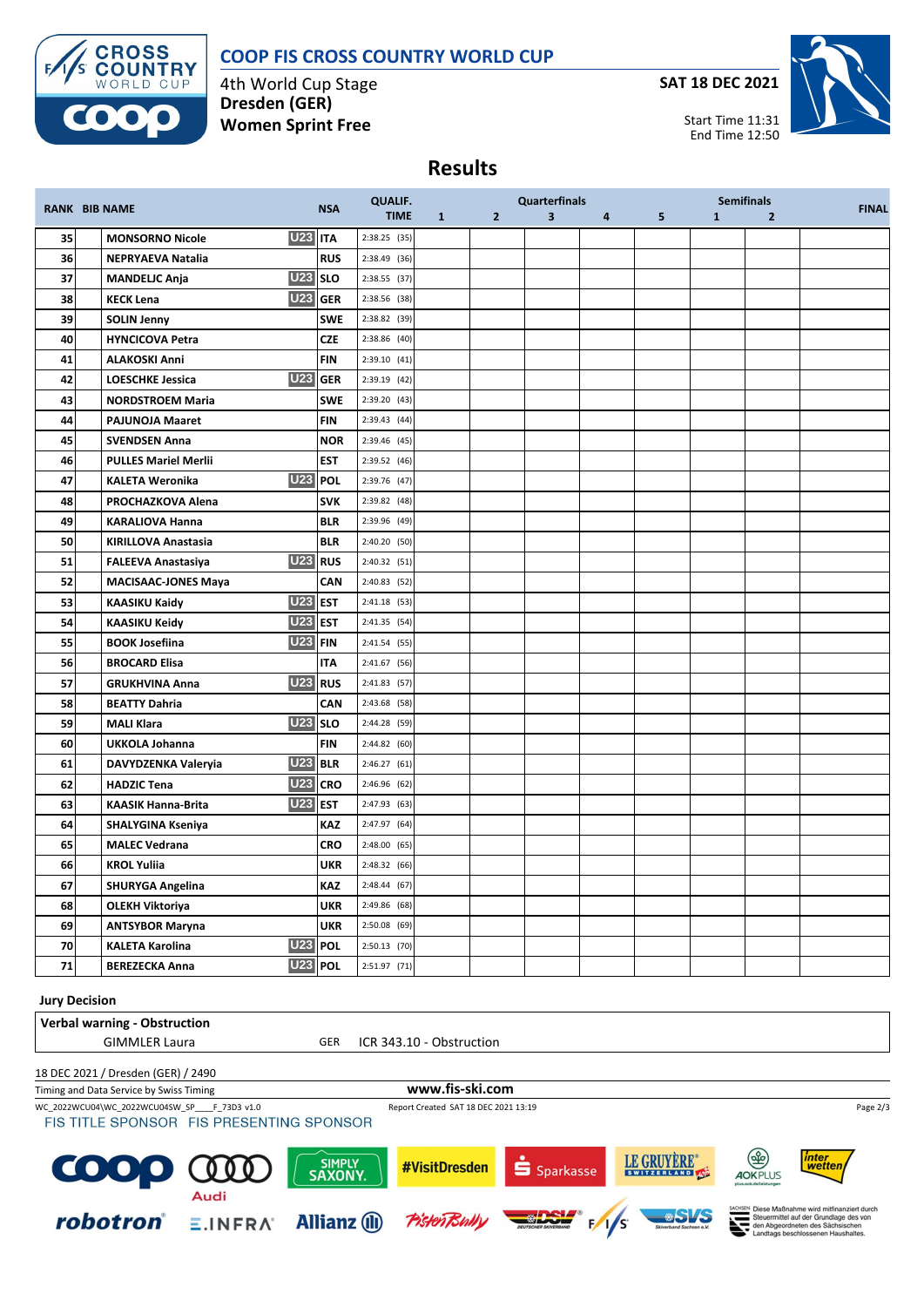# COOP FIS CROSS COUNTRY WORLD CUP

4th World Cup Stage
**Dresden (GER)**
**Women Sprint Free**

**SAT 18 DEC 2021**

Start Time 11:31
End Time 12:50

## Results

| RANK | BIB | NAME | | NSA | QUALIF. TIME | Quarterfinals 1 | 2 | 3 | 4 | 5 | Semifinals 1 | 2 | FINAL |
|---|---|---|---|---|---|---|---|---|---|---|---|---|---|
| 35 | | MONSORNO Nicole | U23 | ITA | 2:38.25 (35) | | | | | | | | |
| 36 | | NEPRYAEVA Natalia | | RUS | 2:38.49 (36) | | | | | | | | |
| 37 | | MANDELJC Anja | U23 | SLO | 2:38.55 (37) | | | | | | | | |
| 38 | | KECK Lena | U23 | GER | 2:38.56 (38) | | | | | | | | |
| 39 | | SOLIN Jenny | | SWE | 2:38.82 (39) | | | | | | | | |
| 40 | | HYNCICOVA Petra | | CZE | 2:38.86 (40) | | | | | | | | |
| 41 | | ALAKOSKI Anni | | FIN | 2:39.10 (41) | | | | | | | | |
| 42 | | LOESCHKE Jessica | U23 | GER | 2:39.19 (42) | | | | | | | | |
| 43 | | NORDSTROEM Maria | | SWE | 2:39.20 (43) | | | | | | | | |
| 44 | | PAJUNOJA Maaret | | FIN | 2:39.43 (44) | | | | | | | | |
| 45 | | SVENDSEN Anna | | NOR | 2:39.46 (45) | | | | | | | | |
| 46 | | PULLES Mariel Merlii | | EST | 2:39.52 (46) | | | | | | | | |
| 47 | | KALETA Weronika | U23 | POL | 2:39.76 (47) | | | | | | | | |
| 48 | | PROCHAZKOVA Alena | | SVK | 2:39.82 (48) | | | | | | | | |
| 49 | | KARALIOVA Hanna | | BLR | 2:39.96 (49) | | | | | | | | |
| 50 | | KIRILLOVA Anastasia | | BLR | 2:40.20 (50) | | | | | | | | |
| 51 | | FALEEVA Anastasiya | U23 | RUS | 2:40.32 (51) | | | | | | | | |
| 52 | | MACISAAC-JONES Maya | | CAN | 2:40.83 (52) | | | | | | | | |
| 53 | | KAASIKU Kaidy | U23 | EST | 2:41.18 (53) | | | | | | | | |
| 54 | | KAASIKU Keidy | U23 | EST | 2:41.35 (54) | | | | | | | | |
| 55 | | BOOK Josefiina | U23 | FIN | 2:41.54 (55) | | | | | | | | |
| 56 | | BROCARD Elisa | | ITA | 2:41.67 (56) | | | | | | | | |
| 57 | | GRUKHVINA Anna | U23 | RUS | 2:41.83 (57) | | | | | | | | |
| 58 | | BEATTY Dahria | | CAN | 2:43.68 (58) | | | | | | | | |
| 59 | | MALI Klara | U23 | SLO | 2:44.28 (59) | | | | | | | | |
| 60 | | UKKOLA Johanna | | FIN | 2:44.82 (60) | | | | | | | | |
| 61 | | DAVYDZENKA Valeryia | U23 | BLR | 2:46.27 (61) | | | | | | | | |
| 62 | | HADZIC Tena | U23 | CRO | 2:46.96 (62) | | | | | | | | |
| 63 | | KAASIK Hanna-Brita | U23 | EST | 2:47.93 (63) | | | | | | | | |
| 64 | | SHALYGINA Kseniya | | KAZ | 2:47.97 (64) | | | | | | | | |
| 65 | | MALEC Vedrana | | CRO | 2:48.00 (65) | | | | | | | | |
| 66 | | KROL Yuliia | | UKR | 2:48.32 (66) | | | | | | | | |
| 67 | | SHURYGA Angelina | | KAZ | 2:48.44 (67) | | | | | | | | |
| 68 | | OLEKH Viktoriya | | UKR | 2:49.86 (68) | | | | | | | | |
| 69 | | ANTSYBOR Maryna | | UKR | 2:50.08 (69) | | | | | | | | |
| 70 | | KALETA Karolina | U23 | POL | 2:50.13 (70) | | | | | | | | |
| 71 | | BEREZECKA Anna | U23 | POL | 2:51.97 (71) | | | | | | | | |

**Jury Decision**

**Verbal warning - Obstruction**

GIMMLER Laura GER ICR 343.10 - Obstruction

18 DEC 2021 / Dresden (GER) / 2490

Timing and Data Service by Swiss Timing

www.fis-ski.com

WC_2022WCU04\WC_2022WCU04SW_SP____F_73D3 v1.0

Report Created SAT 18 DEC 2021 13:19

FIS TITLE SPONSOR FIS PRESENTING SPONSOR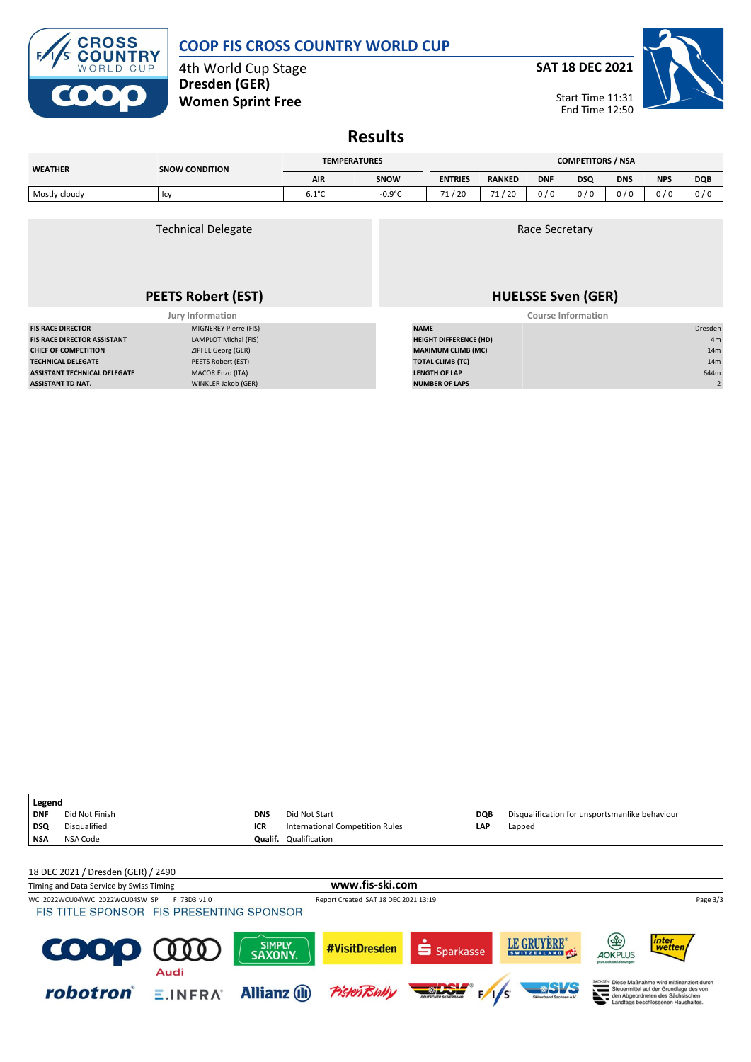# COOP FIS CROSS COUNTRY WORLD CUP

4th World Cup Stage
**Dresden (GER)**
**Women Sprint Free**

**SAT 18 DEC 2021**

Start Time 11:31
End Time 12:50

## Results

| WEATHER | SNOW CONDITION | TEMPERATURES | | COMPETITORS / NSA | | | | | | |
|---|---|---|---|---|---|---|---|---|---|---|
| | | AIR | SNOW | ENTRIES | RANKED | DNF | DSQ | DNS | NPS | DQB |
| Mostly cloudy | Icy | 6.1°C | -0.9°C | 71 / 20 | 71 / 20 | 0 / 0 | 0 / 0 | 0 / 0 | 0 / 0 | 0 / 0 |

| Technical Delegate | Race Secretary |
|---|---|
| **PEETS Robert (EST)** | **HUELSSE Sven (GER)** |

**Jury Information**

| | |
|---|---|
| FIS RACE DIRECTOR | MIGNEREY Pierre (FIS) |
| FIS RACE DIRECTOR ASSISTANT | LAMPLOT Michal (FIS) |
| CHIEF OF COMPETITION | ZIPFEL Georg (GER) |
| TECHNICAL DELEGATE | PEETS Robert (EST) |
| ASSISTANT TECHNICAL DELEGATE | MACOR Enzo (ITA) |
| ASSISTANT TD NAT. | WINKLER Jakob (GER) |

**Course Information**

| | |
|---|---|
| NAME | Dresden |
| HEIGHT DIFFERENCE (HD) | 4m |
| MAXIMUM CLIMB (MC) | 14m |
| TOTAL CLIMB (TC) | 14m |
| LENGTH OF LAP | 644m |
| NUMBER OF LAPS | 2 |

**Legend**

| | | | | | |
|---|---|---|---|---|---|
| DNF | Did Not Finish | DNS | Did Not Start | DQB | Disqualification for unsportsmanlike behaviour |
| DSQ | Disqualified | ICR | International Competition Rules | LAP | Lapped |
| NSA | NSA Code | Qualif. | Qualification | | |

18 DEC 2021 / Dresden (GER) / 2490

Timing and Data Service by Swiss Timing

www.fis-ski.com

WC_2022WCU04\WC_2022WCU04SW_SP____F_73D3 v1.0

Report Created SAT 18 DEC 2021 13:19

FIS TITLE SPONSOR FIS PRESENTING SPONSOR